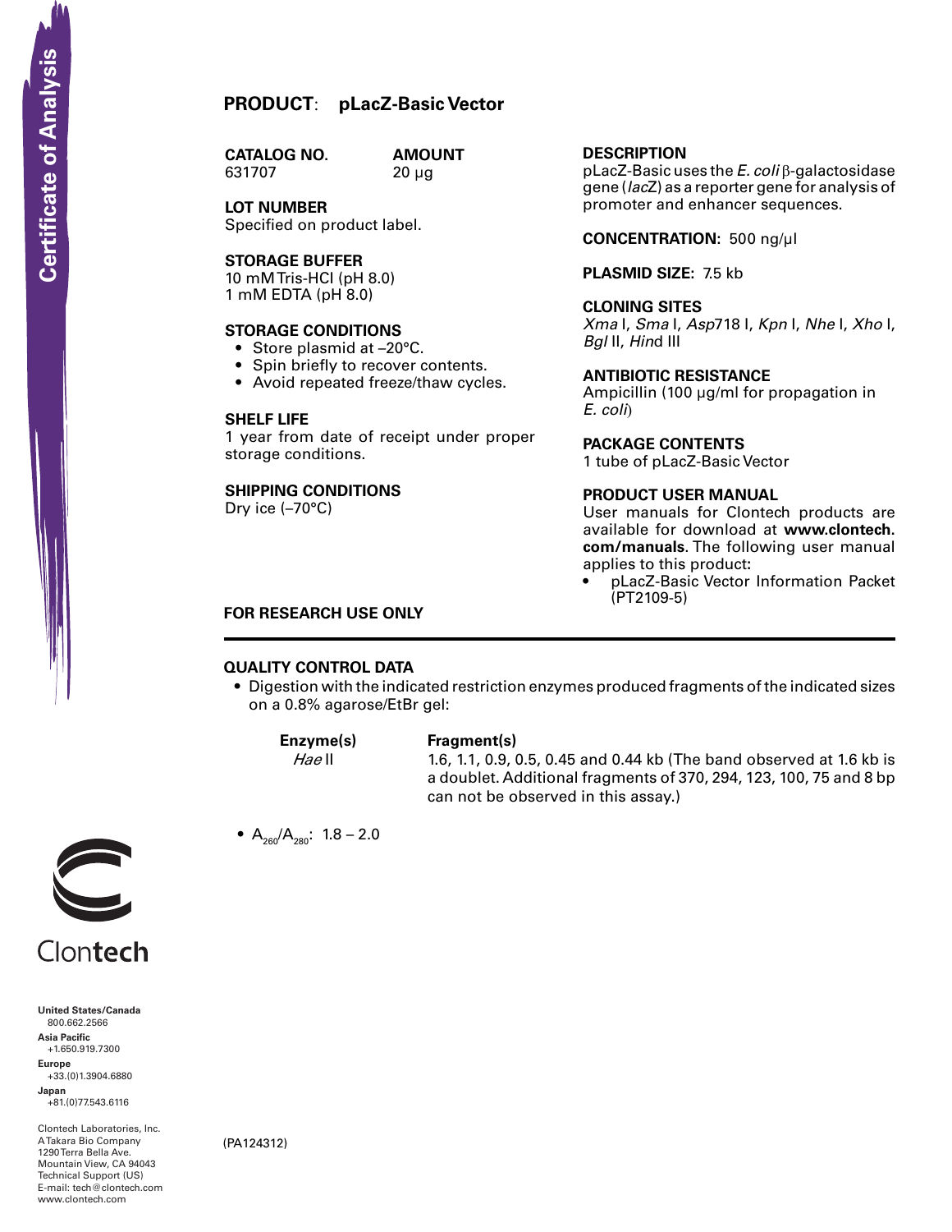Certificate of Analysis

# PRODUCT: pLacZ-Basic Vector

**CATALOG NO.**
631707

**AMOUNT**
20 µg

**LOT NUMBER**
Specified on product label.

**STORAGE BUFFER**
10 mM Tris-HCl (pH 8.0)
1 mM EDTA (pH 8.0)

**STORAGE CONDITIONS**
- Store plasmid at –20°C.
- Spin briefly to recover contents.
- Avoid repeated freeze/thaw cycles.

**SHELF LIFE**
1 year from date of receipt under proper storage conditions.

**SHIPPING CONDITIONS**
Dry ice (–70°C)

**DESCRIPTION**
pLacZ-Basic uses the *E. coli* β-galactosidase gene (*lacZ*) as a reporter gene for analysis of promoter and enhancer sequences.

**CONCENTRATION:** 500 ng/µl

**PLASMID SIZE:** 7.5 kb

**CLONING SITES**
*Xma* I, *Sma* I, *Asp*718 I, *Kpn* I, *Nhe* I, *Xho* I, *Bgl* II, *Hin*d III

**ANTIBIOTIC RESISTANCE**
Ampicillin (100 µg/ml for propagation in *E. coli*)

**PACKAGE CONTENTS**
1 tube of pLacZ-Basic Vector

**PRODUCT USER MANUAL**
User manuals for Clontech products are available for download at **www.clontech.com/manuals**. The following user manual applies to this product**:**
- pLacZ-Basic Vector Information Packet (PT2109-5)

**FOR RESEARCH USE ONLY**

---

**QUALITY CONTROL DATA**
- Digestion with the indicated restriction enzymes produced fragments of the indicated sizes on a 0.8% agarose/EtBr gel:

| Enzyme(s) | Fragment(s) |
|---|---|
| *Hae* II | 1.6, 1.1, 0.9, 0.5, 0.45 and 0.44 kb (The band observed at 1.6 kb is a doublet. Additional fragments of 370, 294, 123, 100, 75 and 8 bp can not be observed in this assay.) |

- $A_{260}/A_{280}$: 1.8 – 2.0

Clontech

**United States/Canada**
800.662.2566
**Asia Pacific**
+1.650.919.7300
**Europe**
+33.(0)1.3904.6880
**Japan**
+81.(0)77.543.6116

Clontech Laboratories, Inc.
A Takara Bio Company
1290 Terra Bella Ave.
Mountain View, CA 94043
Technical Support (US)
E-mail: tech@clontech.com
www.clontech.com

(PA124312)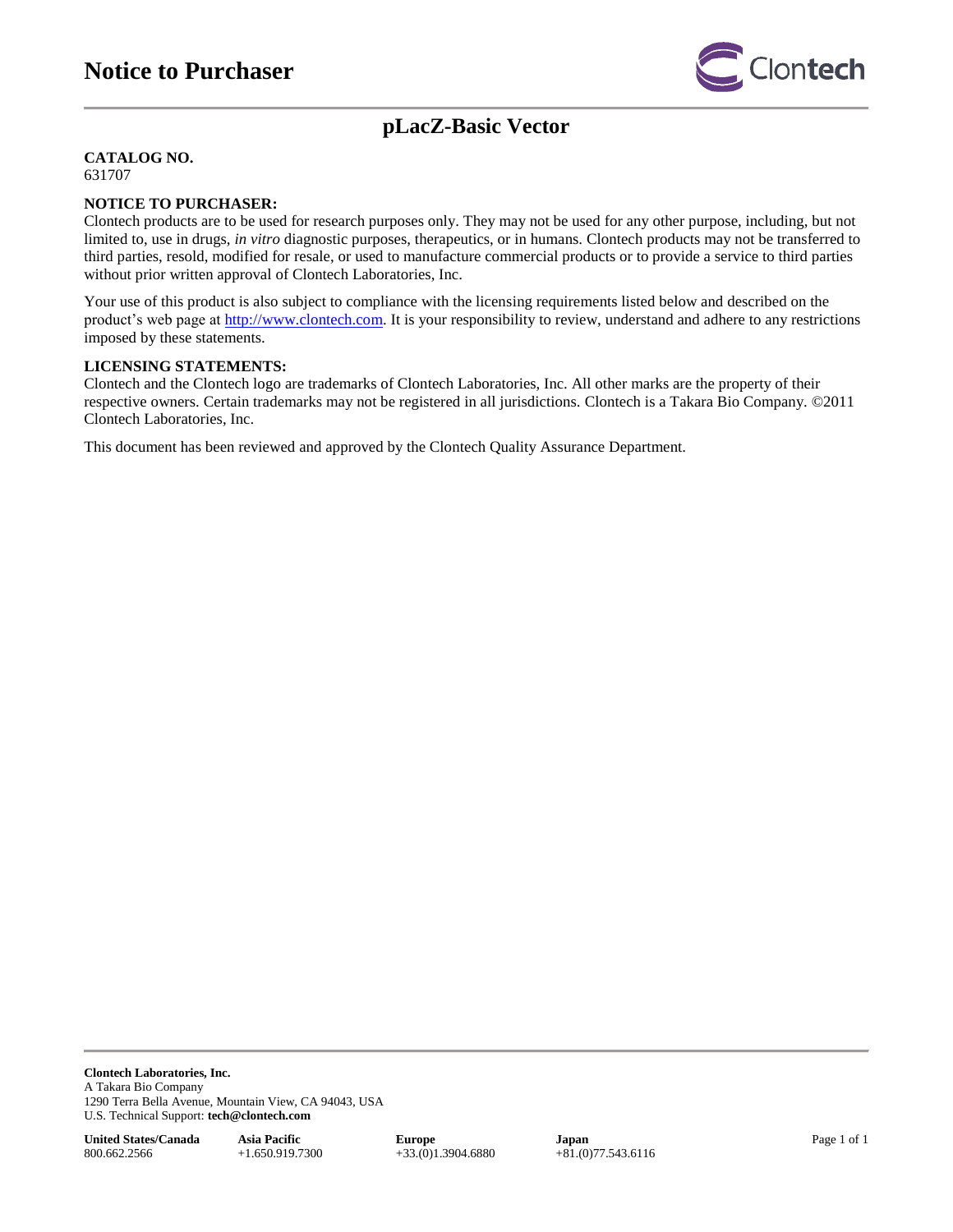# Notice to Purchaser

## pLacZ-Basic Vector

**CATALOG NO.**
631707

**NOTICE TO PURCHASER:**
Clontech products are to be used for research purposes only. They may not be used for any other purpose, including, but not limited to, use in drugs, *in vitro* diagnostic purposes, therapeutics, or in humans. Clontech products may not be transferred to third parties, resold, modified for resale, or used to manufacture commercial products or to provide a service to third parties without prior written approval of Clontech Laboratories, Inc.

Your use of this product is also subject to compliance with the licensing requirements listed below and described on the product's web page at http://www.clontech.com. It is your responsibility to review, understand and adhere to any restrictions imposed by these statements.

**LICENSING STATEMENTS:**
Clontech and the Clontech logo are trademarks of Clontech Laboratories, Inc. All other marks are the property of their respective owners. Certain trademarks may not be registered in all jurisdictions. Clontech is a Takara Bio Company. ©2011 Clontech Laboratories, Inc.

This document has been reviewed and approved by the Clontech Quality Assurance Department.

**Clontech Laboratories, Inc.**
A Takara Bio Company
1290 Terra Bella Avenue, Mountain View, CA 94043, USA
U.S. Technical Support: **tech@clontech.com**

| **United States/Canada** | **Asia Pacific** | **Europe** | **Japan** |
|---|---|---|---|
| 800.662.2566 | +1.650.919.7300 | +33.(0)1.3904.6880 | +81.(0)77.543.6116 |